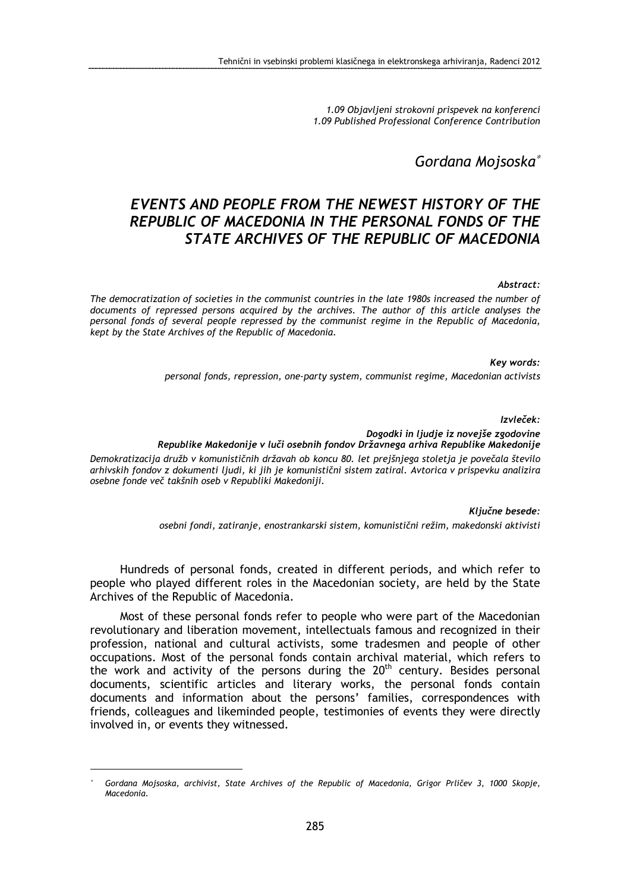*1.09 Objavljeni strokovni prispevek na konferenci*
*1.09 Published Professional Conference Contribution*

*Gordana Mojsoska*[*]

# *EVENTS AND PEOPLE FROM THE NEWEST HISTORY OF THE REPUBLIC OF MACEDONIA IN THE PERSONAL FONDS OF THE STATE ARCHIVES OF THE REPUBLIC OF MACEDONIA*

***Abstract:***

*The democratization of societies in the communist countries in the late 1980s increased the number of documents of repressed persons acquired by the archives. The author of this article analyses the personal fonds of several people repressed by the communist regime in the Republic of Macedonia, kept by the State Archives of the Republic of Macedonia.*

***Key words:***

*personal fonds, repression, one-party system, communist regime, Macedonian activists*

***Izvleček:***

***Dogodki in ljudje iz novejše zgodovine Republike Makedonije v luči osebnih fondov Državnega arhiva Republike Makedonije***

*Demokratizacija družb v komunističnih državah ob koncu 80. let prejšnjega stoletja je povečala število arhivskih fondov z dokumenti ljudi, ki jih je komunistični sistem zatiral. Avtorica v prispevku analizira osebne fonde več takšnih oseb v Republiki Makedoniji.*

***Ključne besede:***

*osebni fondi, zatiranje, enostrankarski sistem, komunistični režim, makedonski aktivisti*

Hundreds of personal fonds, created in different periods, and which refer to people who played different roles in the Macedonian society, are held by the State Archives of the Republic of Macedonia.

Most of these personal fonds refer to people who were part of the Macedonian revolutionary and liberation movement, intellectuals famous and recognized in their profession, national and cultural activists, some tradesmen and people of other occupations. Most of the personal fonds contain archival material, which refers to the work and activity of the persons during the 20th century. Besides personal documents, scientific articles and literary works, the personal fonds contain documents and information about the persons' families, correspondences with friends, colleagues and likeminded people, testimonies of events they were directly involved in, or events they witnessed.

---

[*] *Gordana Mojsoska, archivist, State Archives of the Republic of Macedonia, Grigor Prličev 3, 1000 Skopje, Macedonia.*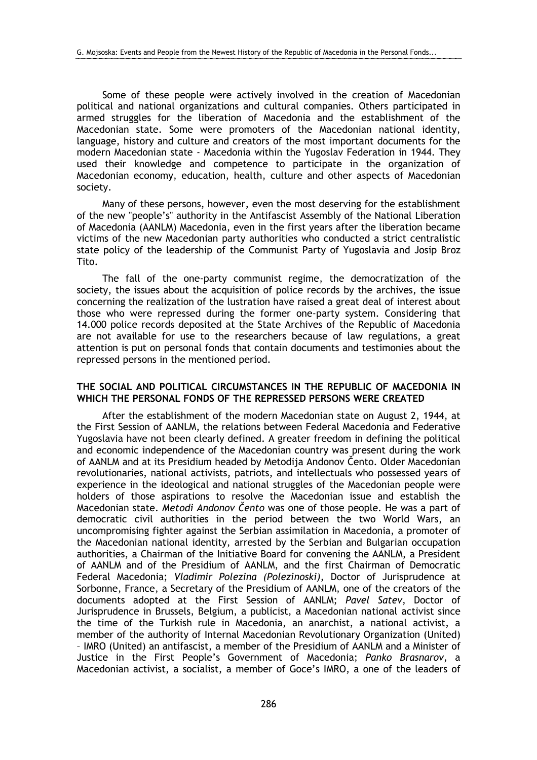Some of these people were actively involved in the creation of Macedonian political and national organizations and cultural companies. Others participated in armed struggles for the liberation of Macedonia and the establishment of the Macedonian state. Some were promoters of the Macedonian national identity, language, history and culture and creators of the most important documents for the modern Macedonian state - Macedonia within the Yugoslav Federation in 1944. They used their knowledge and competence to participate in the organization of Macedonian economy, education, health, culture and other aspects of Macedonian society.

Many of these persons, however, even the most deserving for the establishment of the new "people's" authority in the Antifascist Assembly of the National Liberation of Macedonia (AANLM) Macedonia, even in the first years after the liberation became victims of the new Macedonian party authorities who conducted a strict centralistic state policy of the leadership of the Communist Party of Yugoslavia and Josip Broz Tito.

The fall of the one-party communist regime, the democratization of the society, the issues about the acquisition of police records by the archives, the issue concerning the realization of the lustration have raised a great deal of interest about those who were repressed during the former one-party system. Considering that 14.000 police records deposited at the State Archives of the Republic of Macedonia are not available for use to the researchers because of law regulations, a great attention is put on personal fonds that contain documents and testimonies about the repressed persons in the mentioned period.

## THE SOCIAL AND POLITICAL CIRCUMSTANCES IN THE REPUBLIC OF MACEDONIA IN WHICH THE PERSONAL FONDS OF THE REPRESSED PERSONS WERE CREATED

After the establishment of the modern Macedonian state on August 2, 1944, at the First Session of AANLM, the relations between Federal Macedonia and Federative Yugoslavia have not been clearly defined. A greater freedom in defining the political and economic independence of the Macedonian country was present during the work of AANLM and at its Presidium headed by Metodija Andonov Čento. Older Macedonian revolutionaries, national activists, patriots, and intellectuals who possessed years of experience in the ideological and national struggles of the Macedonian people were holders of those aspirations to resolve the Macedonian issue and establish the Macedonian state. *Metodi Andonov Čento* was one of those people. He was a part of democratic civil authorities in the period between the two World Wars, an uncompromising fighter against the Serbian assimilation in Macedonia, a promoter of the Macedonian national identity, arrested by the Serbian and Bulgarian occupation authorities, a Chairman of the Initiative Board for convening the AANLM, a President of AANLM and of the Presidium of AANLM, and the first Chairman of Democratic Federal Macedonia; *Vladimir Polezina (Polezinoski)*, Doctor of Jurisprudence at Sorbonne, France, a Secretary of the Presidium of AANLM, one of the creators of the documents adopted at the First Session of AANLM; *Pavel Satev*, Doctor of Jurisprudence in Brussels, Belgium, a publicist, a Macedonian national activist since the time of the Turkish rule in Macedonia, an anarchist, a national activist, a member of the authority of Internal Macedonian Revolutionary Organization (United) – IMRO (United) an antifascist, a member of the Presidium of AANLM and a Minister of Justice in the First People's Government of Macedonia; *Panko Brasnarov*, a Macedonian activist, a socialist, a member of Goce's IMRO, a one of the leaders of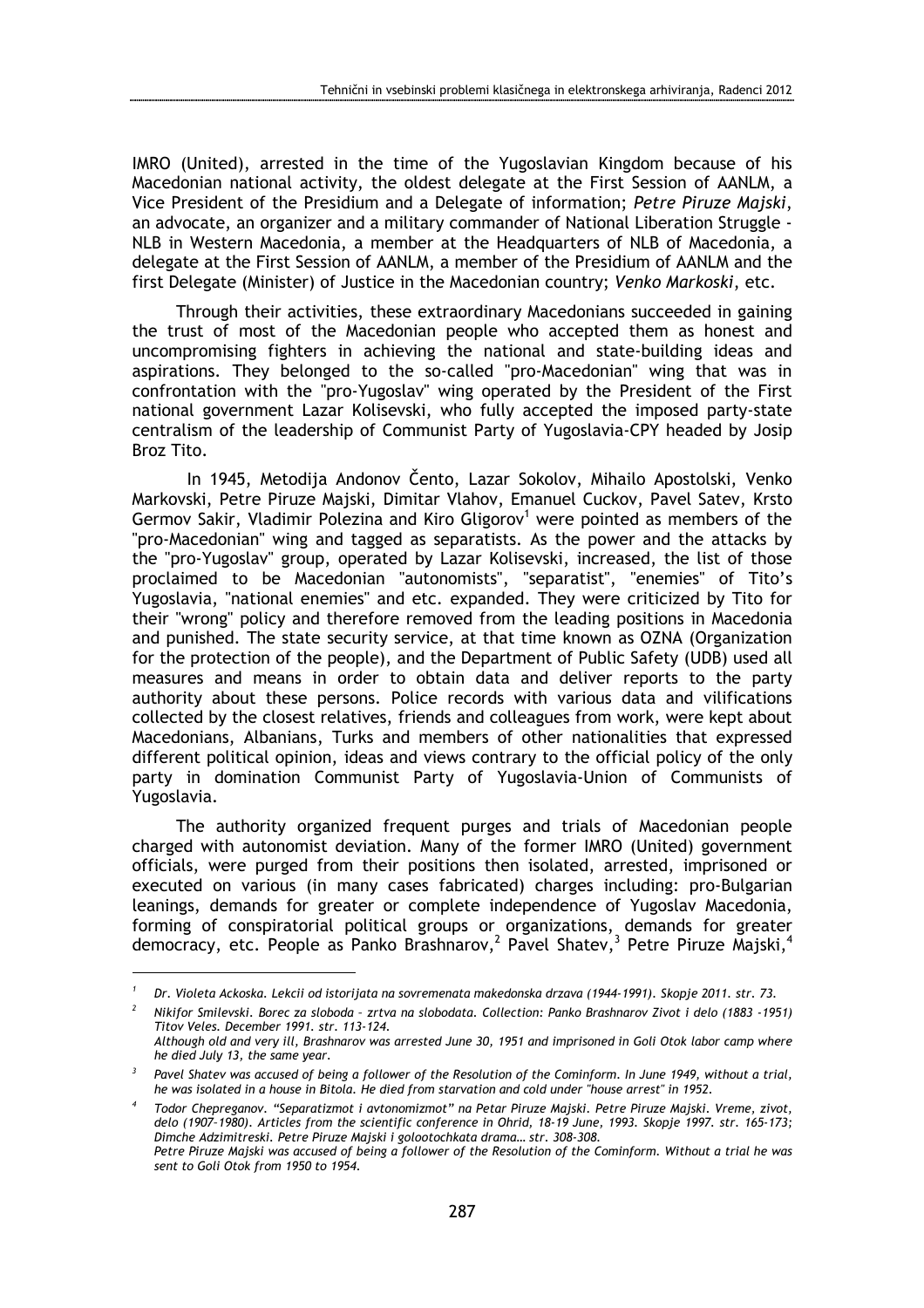IMRO (United), arrested in the time of the Yugoslavian Kingdom because of his Macedonian national activity, the oldest delegate at the First Session of AANLM, a Vice President of the Presidium and a Delegate of information; *Petre Piruze Majski*, an advocate, an organizer and a military commander of National Liberation Struggle - NLB in Western Macedonia, a member at the Headquarters of NLB of Macedonia, a delegate at the First Session of AANLM, a member of the Presidium of AANLM and the first Delegate (Minister) of Justice in the Macedonian country; *Venko Markoski*, etc.

Through their activities, these extraordinary Macedonians succeeded in gaining the trust of most of the Macedonian people who accepted them as honest and uncompromising fighters in achieving the national and state-building ideas and aspirations. They belonged to the so-called "pro-Macedonian" wing that was in confrontation with the "pro-Yugoslav" wing operated by the President of the First national government Lazar Kolisevski, who fully accepted the imposed party-state centralism of the leadership of Communist Party of Yugoslavia-CPY headed by Josip Broz Tito.

In 1945, Metodija Andonov Čento, Lazar Sokolov, Mihailo Apostolski, Venko Markovski, Petre Piruze Majski, Dimitar Vlahov, Emanuel Cuckov, Pavel Satev, Krsto Germov Sakir, Vladimir Polezina and Kiro Gligorov[1] were pointed as members of the "pro-Macedonian" wing and tagged as separatists. As the power and the attacks by the "pro-Yugoslav" group, operated by Lazar Kolisevski, increased, the list of those proclaimed to be Macedonian "autonomists", "separatist", "enemies" of Tito's Yugoslavia, "national enemies" and etc. expanded. They were criticized by Tito for their "wrong" policy and therefore removed from the leading positions in Macedonia and punished. The state security service, at that time known as OZNA (Organization for the protection of the people), and the Department of Public Safety (UDB) used all measures and means in order to obtain data and deliver reports to the party authority about these persons. Police records with various data and vilifications collected by the closest relatives, friends and colleagues from work, were kept about Macedonians, Albanians, Turks and members of other nationalities that expressed different political opinion, ideas and views contrary to the official policy of the only party in domination Communist Party of Yugoslavia-Union of Communists of Yugoslavia.

The authority organized frequent purges and trials of Macedonian people charged with autonomist deviation. Many of the former IMRO (United) government officials, were purged from their positions then isolated, arrested, imprisoned or executed on various (in many cases fabricated) charges including: pro-Bulgarian leanings, demands for greater or complete independence of Yugoslav Macedonia, forming of conspiratorial political groups or organizations, demands for greater democracy, etc. People as Panko Brashnarov,[2] Pavel Shatev,[3] Petre Piruze Majski,[4]

---

[1] *Dr. Violeta Ackoska. Lekcii od istorijata na sovremenata makedonska drzava (1944-1991). Skopje 2011. str. 73.*

[2] *Nikifor Smilevski. Borec za sloboda – zrtva na slobodata. Collection: Panko Brashnarov Zivot i delo (1883 -1951) Titov Veles. December 1991. str. 113-124.*
*Although old and very ill, Brashnarov was arrested June 30, 1951 and imprisoned in Goli Otok labor camp where he died July 13, the same year.*

[3] *Pavel Shatev was accused of being a follower of the Resolution of the Cominform. In June 1949, without a trial, he was isolated in a house in Bitola. He died from starvation and cold under "house arrest" in 1952.*

[4] *Todor Chepreganov. "Separatizmot i avtonomizmot" na Petar Piruze Majski. Petre Piruze Majski. Vreme, zivot, delo (1907-1980). Articles from the scientific conference in Ohrid, 18-19 June, 1993. Skopje 1997. str. 165-173; Dimche Adzimitreski. Petre Piruze Majski i golootochkata drama… str. 308-308.*
*Petre Piruze Majski was accused of being a follower of the Resolution of the Cominform. Without a trial he was sent to Goli Otok from 1950 to 1954.*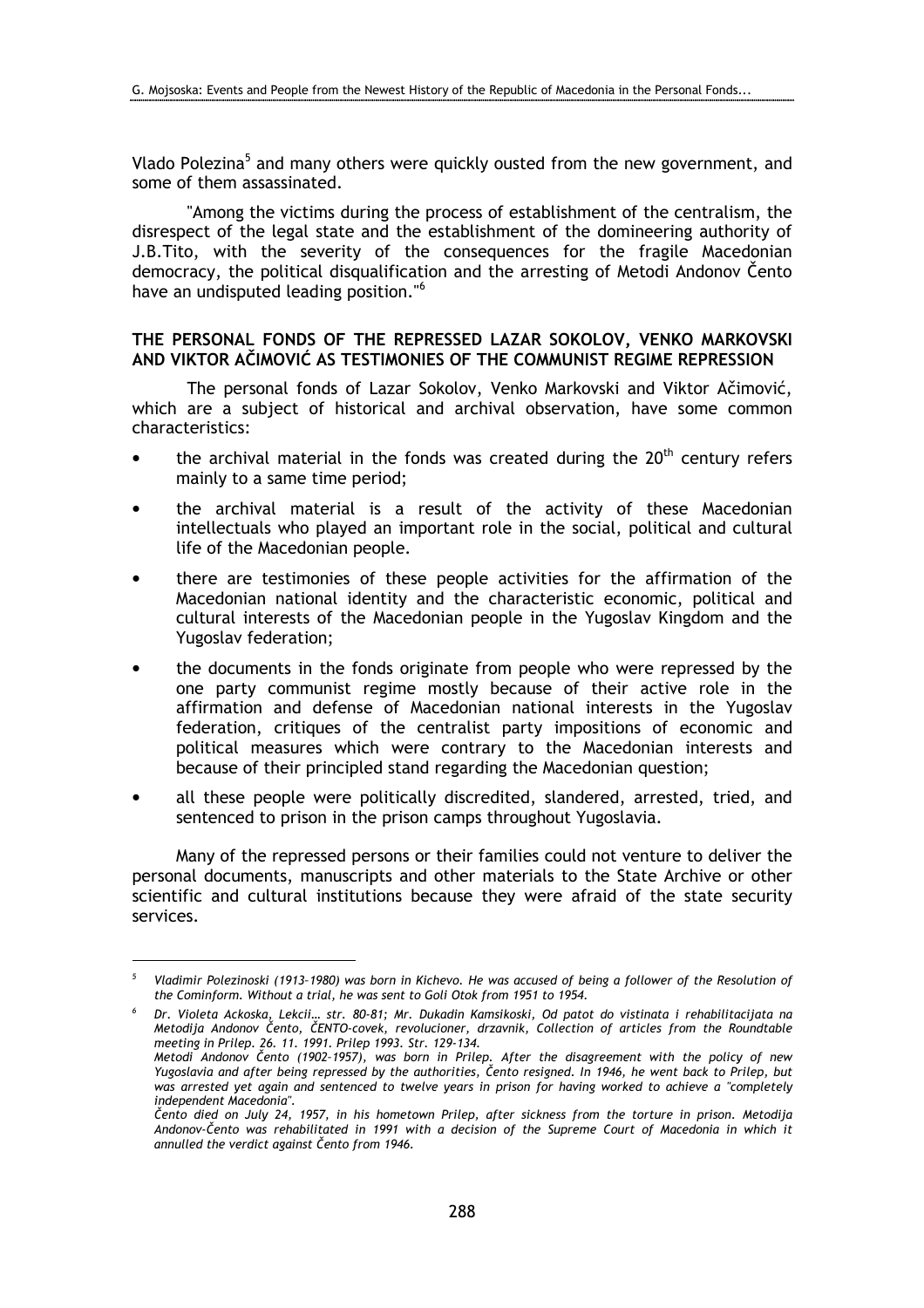Vlado Polezina[5] and many others were quickly ousted from the new government, and some of them assassinated.

"Among the victims during the process of establishment of the centralism, the disrespect of the legal state and the establishment of the domineering authority of J.B.Tito, with the severity of the consequences for the fragile Macedonian democracy, the political disqualification and the arresting of Metodi Andonov Čento have an undisputed leading position."[6]

## THE PERSONAL FONDS OF THE REPRESSED LAZAR SOKOLOV, VENKO MARKOVSKI AND VIKTOR AČIMOVIĆ AS TESTIMONIES OF THE COMMUNIST REGIME REPRESSION

The personal fonds of Lazar Sokolov, Venko Markovski and Viktor Ačimović, which are a subject of historical and archival observation, have some common characteristics:

- the archival material in the fonds was created during the 20th century refers mainly to a same time period;
- the archival material is a result of the activity of these Macedonian intellectuals who played an important role in the social, political and cultural life of the Macedonian people.
- there are testimonies of these people activities for the affirmation of the Macedonian national identity and the characteristic economic, political and cultural interests of the Macedonian people in the Yugoslav Kingdom and the Yugoslav federation;
- the documents in the fonds originate from people who were repressed by the one party communist regime mostly because of their active role in the affirmation and defense of Macedonian national interests in the Yugoslav federation, critiques of the centralist party impositions of economic and political measures which were contrary to the Macedonian interests and because of their principled stand regarding the Macedonian question;
- all these people were politically discredited, slandered, arrested, tried, and sentenced to prison in the prison camps throughout Yugoslavia.

Many of the repressed persons or their families could not venture to deliver the personal documents, manuscripts and other materials to the State Archive or other scientific and cultural institutions because they were afraid of the state security services.

---

[5] *Vladimir Polezinoski (1913-1980) was born in Kichevo. He was accused of being a follower of the Resolution of the Cominform. Without a trial, he was sent to Goli Otok from 1951 to 1954.*

[6] *Dr. Violeta Ackoska, Lekcii… str. 80-81; Mr. Dukadin Kamsikoski, Od patot do vistinata i rehabilitacijata na Metodija Andonov Čento, ČENTO-covek, revolucioner, drzavnik, Collection of articles from the Roundtable meeting in Prilep. 26. 11. 1991. Prilep 1993. Str. 129-134.*
*Metodi Andonov Čento (1902-1957), was born in Prilep. After the disagreement with the policy of new Yugoslavia and after being repressed by the authorities, Čento resigned. In 1946, he went back to Prilep, but was arrested yet again and sentenced to twelve years in prison for having worked to achieve a "completely independent Macedonia".*
*Čento died on July 24, 1957, in his hometown Prilep, after sickness from the torture in prison. Metodija Andonov-Čento was rehabilitated in 1991 with a decision of the Supreme Court of Macedonia in which it annulled the verdict against Čento from 1946.*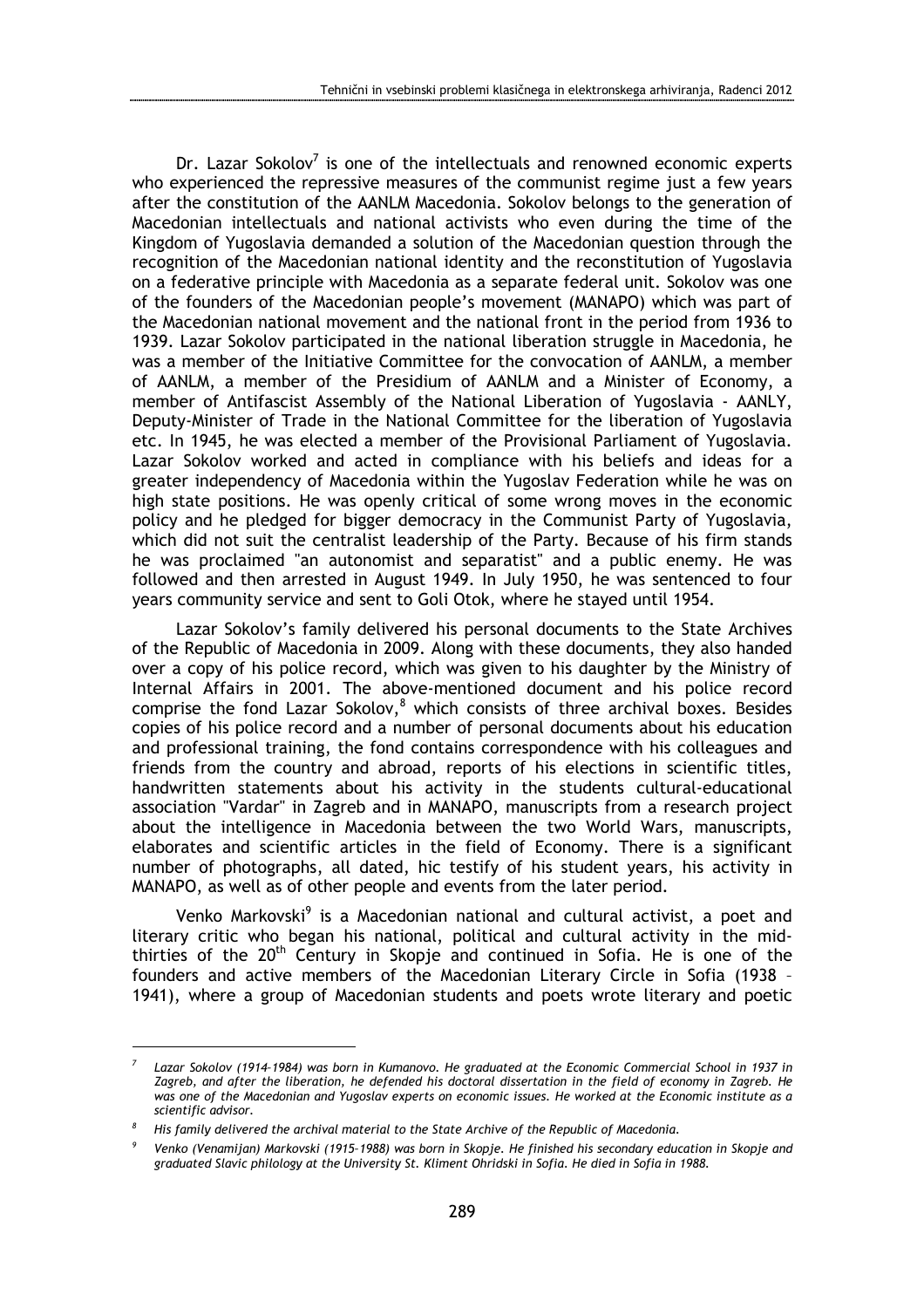Dr. Lazar Sokolov[7] is one of the intellectuals and renowned economic experts who experienced the repressive measures of the communist regime just a few years after the constitution of the AANLM Macedonia. Sokolov belongs to the generation of Macedonian intellectuals and national activists who even during the time of the Kingdom of Yugoslavia demanded a solution of the Macedonian question through the recognition of the Macedonian national identity and the reconstitution of Yugoslavia on a federative principle with Macedonia as a separate federal unit. Sokolov was one of the founders of the Macedonian people's movement (MANAPO) which was part of the Macedonian national movement and the national front in the period from 1936 to 1939. Lazar Sokolov participated in the national liberation struggle in Macedonia, he was a member of the Initiative Committee for the convocation of AANLM, a member of AANLM, a member of the Presidium of AANLM and a Minister of Economy, a member of Antifascist Assembly of the National Liberation of Yugoslavia - AANLY, Deputy-Minister of Trade in the National Committee for the liberation of Yugoslavia etc. In 1945, he was elected a member of the Provisional Parliament of Yugoslavia. Lazar Sokolov worked and acted in compliance with his beliefs and ideas for a greater independency of Macedonia within the Yugoslav Federation while he was on high state positions. He was openly critical of some wrong moves in the economic policy and he pledged for bigger democracy in the Communist Party of Yugoslavia, which did not suit the centralist leadership of the Party. Because of his firm stands he was proclaimed "an autonomist and separatist" and a public enemy. He was followed and then arrested in August 1949. In July 1950, he was sentenced to four years community service and sent to Goli Otok, where he stayed until 1954.

Lazar Sokolov's family delivered his personal documents to the State Archives of the Republic of Macedonia in 2009. Along with these documents, they also handed over a copy of his police record, which was given to his daughter by the Ministry of Internal Affairs in 2001. The above-mentioned document and his police record comprise the fond Lazar Sokolov,[8] which consists of three archival boxes. Besides copies of his police record and a number of personal documents about his education and professional training, the fond contains correspondence with his colleagues and friends from the country and abroad, reports of his elections in scientific titles, handwritten statements about his activity in the students cultural-educational association "Vardar" in Zagreb and in MANAPO, manuscripts from a research project about the intelligence in Macedonia between the two World Wars, manuscripts, elaborates and scientific articles in the field of Economy. There is a significant number of photographs, all dated, hic testify of his student years, his activity in MANAPO, as well as of other people and events from the later period.

Venko Markovski[9] is a Macedonian national and cultural activist, a poet and literary critic who began his national, political and cultural activity in the mid-thirties of the 20th Century in Skopje and continued in Sofia. He is one of the founders and active members of the Macedonian Literary Circle in Sofia (1938 – 1941), where a group of Macedonian students and poets wrote literary and poetic

---

[7] *Lazar Sokolov (1914-1984) was born in Kumanovo. He graduated at the Economic Commercial School in 1937 in Zagreb, and after the liberation, he defended his doctoral dissertation in the field of economy in Zagreb. He was one of the Macedonian and Yugoslav experts on economic issues. He worked at the Economic institute as a scientific advisor.*

[8] *His family delivered the archival material to the State Archive of the Republic of Macedonia.*

[9] *Venko (Venamijan) Markovski (1915-1988) was born in Skopje. He finished his secondary education in Skopje and graduated Slavic philology at the University St. Kliment Ohridski in Sofia. He died in Sofia in 1988.*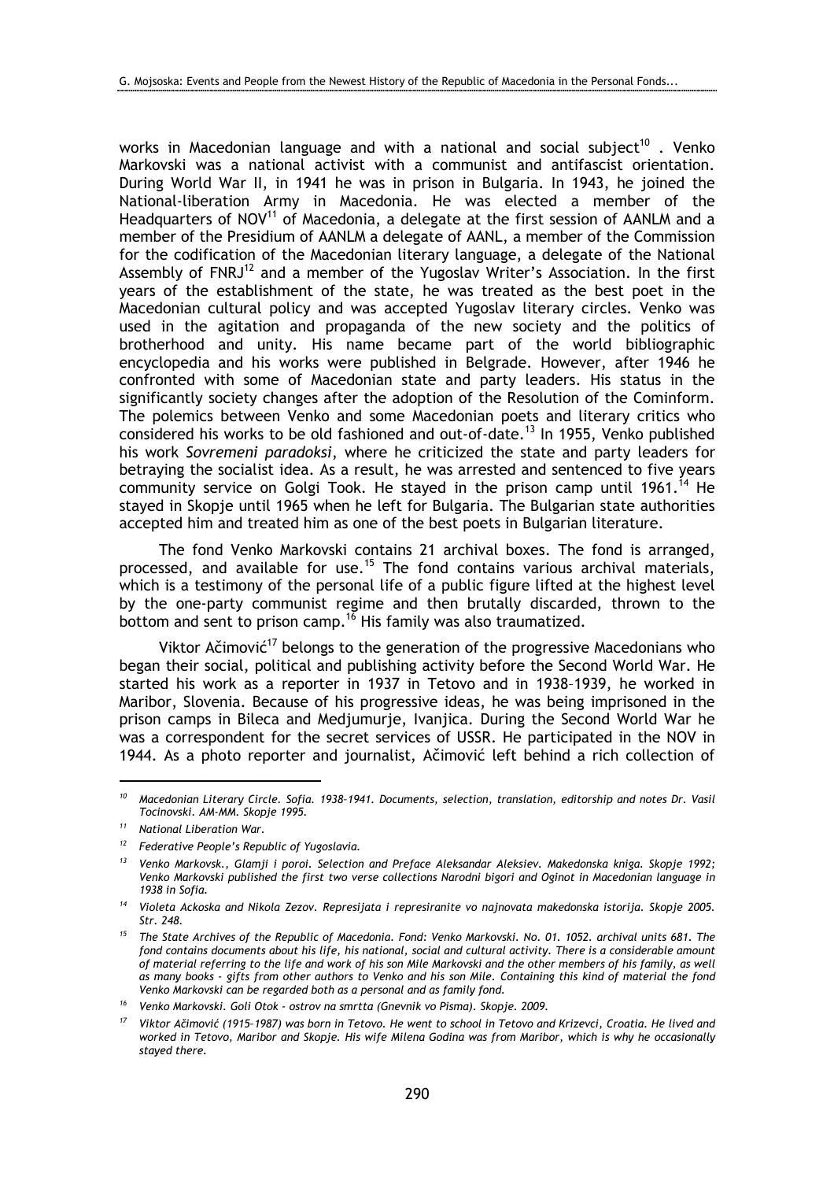works in Macedonian language and with a national and social subject[10] . Venko Markovski was a national activist with a communist and antifascist orientation. During World War II, in 1941 he was in prison in Bulgaria. In 1943, he joined the National-liberation Army in Macedonia. He was elected a member of the Headquarters of NOV[11] of Macedonia, a delegate at the first session of AANLM and a member of the Presidium of AANLM a delegate of AANL, a member of the Commission for the codification of the Macedonian literary language, a delegate of the National Assembly of FNRJ[12] and a member of the Yugoslav Writer's Association. In the first years of the establishment of the state, he was treated as the best poet in the Macedonian cultural policy and was accepted Yugoslav literary circles. Venko was used in the agitation and propaganda of the new society and the politics of brotherhood and unity. His name became part of the world bibliographic encyclopedia and his works were published in Belgrade. However, after 1946 he confronted with some of Macedonian state and party leaders. His status in the significantly society changes after the adoption of the Resolution of the Cominform. The polemics between Venko and some Macedonian poets and literary critics who considered his works to be old fashioned and out-of-date.[13] In 1955, Venko published his work *Sovremeni paradoksi*, where he criticized the state and party leaders for betraying the socialist idea. As a result, he was arrested and sentenced to five years community service on Golgi Took. He stayed in the prison camp until 1961.[14] He stayed in Skopje until 1965 when he left for Bulgaria. The Bulgarian state authorities accepted him and treated him as one of the best poets in Bulgarian literature.

The fond Venko Markovski contains 21 archival boxes. The fond is arranged, processed, and available for use.[15] The fond contains various archival materials, which is a testimony of the personal life of a public figure lifted at the highest level by the one-party communist regime and then brutally discarded, thrown to the bottom and sent to prison camp.[16] His family was also traumatized.

Viktor Ačimović[17] belongs to the generation of the progressive Macedonians who began their social, political and publishing activity before the Second World War. He started his work as a reporter in 1937 in Tetovo and in 1938–1939, he worked in Maribor, Slovenia. Because of his progressive ideas, he was being imprisoned in the prison camps in Bileca and Medjumurje, Ivanjica. During the Second World War he was a correspondent for the secret services of USSR. He participated in the NOV in 1944. As a photo reporter and journalist, Ačimović left behind a rich collection of

---

[10] *Macedonian Literary Circle. Sofia. 1938–1941. Documents, selection, translation, editorship and notes Dr. Vasil Tocinovski. AM-MM. Skopje 1995.*

[11] *National Liberation War.*

[12] *Federative People's Republic of Yugoslavia.*

[13] *Venko Markovsk., Glamji i poroi. Selection and Preface Aleksandar Aleksiev. Makedonska kniga. Skopje 1992; Venko Markovski published the first two verse collections Narodni bigori and Oginot in Macedonian language in 1938 in Sofia.*

[14] *Violeta Ackoska and Nikola Zezov. Represijata i represiranite vo najnovata makedonska istorija. Skopje 2005. Str. 248.*

[15] *The State Archives of the Republic of Macedonia. Fond: Venko Markovski. No. 01. 1052. archival units 681. The fond contains documents about his life, his national, social and cultural activity. There is a considerable amount of material referring to the life and work of his son Mile Markovski and the other members of his family, as well as many books - gifts from other authors to Venko and his son Mile. Containing this kind of material the fond Venko Markovski can be regarded both as a personal and as family fond.*

[16] *Venko Markovski. Goli Otok - ostrov na smrtta (Gnevnik vo Pisma). Skopje. 2009.*

[17] *Viktor Ačimović (1915–1987) was born in Tetovo. He went to school in Tetovo and Krizevci, Croatia. He lived and worked in Tetovo, Maribor and Skopje. His wife Milena Godina was from Maribor, which is why he occasionally stayed there.*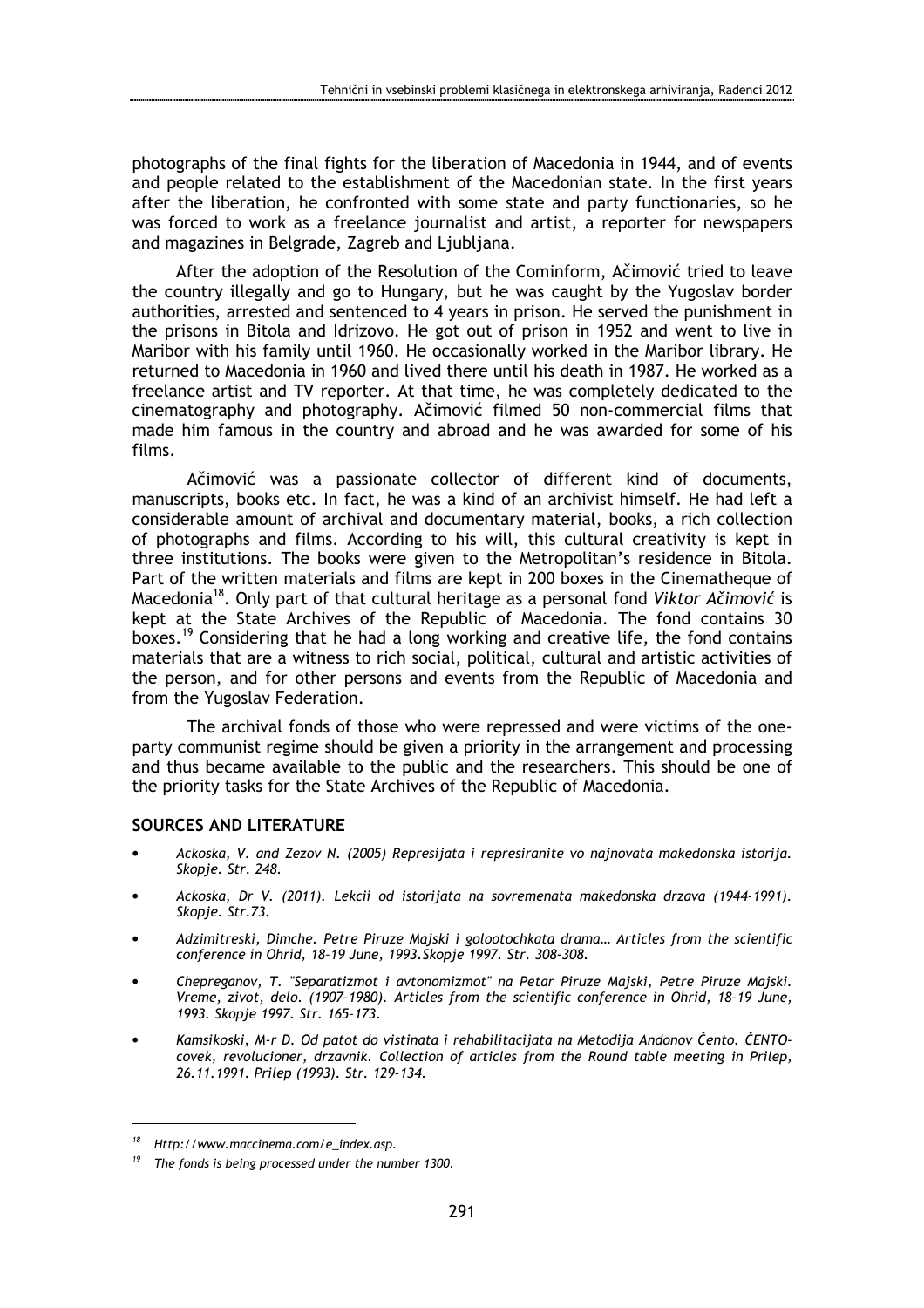photographs of the final fights for the liberation of Macedonia in 1944, and of events and people related to the establishment of the Macedonian state. In the first years after the liberation, he confronted with some state and party functionaries, so he was forced to work as a freelance journalist and artist, a reporter for newspapers and magazines in Belgrade, Zagreb and Ljubljana.

After the adoption of the Resolution of the Cominform, Ačimović tried to leave the country illegally and go to Hungary, but he was caught by the Yugoslav border authorities, arrested and sentenced to 4 years in prison. He served the punishment in the prisons in Bitola and Idrizovo. He got out of prison in 1952 and went to live in Maribor with his family until 1960. He occasionally worked in the Maribor library. He returned to Macedonia in 1960 and lived there until his death in 1987. He worked as a freelance artist and TV reporter. At that time, he was completely dedicated to the cinematography and photography. Ačimović filmed 50 non-commercial films that made him famous in the country and abroad and he was awarded for some of his films.

Ačimović was a passionate collector of different kind of documents, manuscripts, books etc. In fact, he was a kind of an archivist himself. He had left a considerable amount of archival and documentary material, books, a rich collection of photographs and films. According to his will, this cultural creativity is kept in three institutions. The books were given to the Metropolitan's residence in Bitola. Part of the written materials and films are kept in 200 boxes in the Cinematheque of Macedonia[18]. Only part of that cultural heritage as a personal fond *Viktor Ačimović* is kept at the State Archives of the Republic of Macedonia. The fond contains 30 boxes.[19] Considering that he had a long working and creative life, the fond contains materials that are a witness to rich social, political, cultural and artistic activities of the person, and for other persons and events from the Republic of Macedonia and from the Yugoslav Federation.

The archival fonds of those who were repressed and were victims of the one-party communist regime should be given a priority in the arrangement and processing and thus became available to the public and the researchers. This should be one of the priority tasks for the State Archives of the Republic of Macedonia.

## SOURCES AND LITERATURE

- *Ackoska, V. and Zezov N. (2005) Represijata i represiranite vo najnovata makedonska istorija. Skopje. Str. 248.*
- *Ackoska, Dr V. (2011). Lekcii od istorijata na sovremenata makedonska drzava (1944-1991). Skopje. Str.73.*
- *Adzimitreski, Dimche. Petre Piruze Majski i golootochkata drama… Articles from the scientific conference in Ohrid, 18-19 June, 1993.Skopje 1997. Str. 308-308.*
- *Chepreganov, T. "Separatizmot i avtonomizmot" na Petar Piruze Majski, Petre Piruze Majski. Vreme, zivot, delo. (1907-1980). Articles from the scientific conference in Ohrid, 18-19 June, 1993. Skopje 1997. Str. 165-173.*
- *Kamsikoski, M-r D. Od patot do vistinata i rehabilitacijata na Metodija Andonov Čento. ČENTO-covek, revolucioner, drzavnik. Collection of articles from the Round table meeting in Prilep, 26.11.1991. Prilep (1993). Str. 129-134.*

---

[18] *Http://www.maccinema.com/e_index.asp.*

[19] *The fonds is being processed under the number 1300.*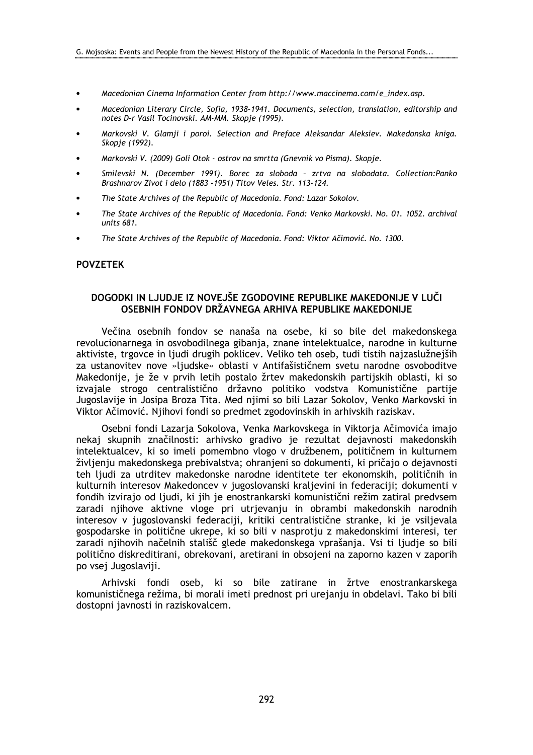- *Macedonian Cinema Information Center from http://www.maccinema.com/e_index.asp.*
- *Macedonian Literary Circle, Sofia, 1938–1941. Documents, selection, translation, editorship and notes D-r Vasil Tocinovski. AM-MM. Skopje (1995).*
- *Markovski V. Glamji i poroi. Selection and Preface Aleksandar Aleksiev. Makedonska kniga. Skopje (1992).*
- *Markovski V. (2009) Goli Otok - ostrov na smrtta (Gnevnik vo Pisma). Skopje.*
- *Smilevski N. (December 1991). Borec za sloboda – zrtva na slobodata. Collection:Panko Brashnarov Zivot i delo (1883 -1951) Titov Veles. Str. 113-124.*
- *The State Archives of the Republic of Macedonia. Fond: Lazar Sokolov.*
- *The State Archives of the Republic of Macedonia. Fond: Venko Markovski. No. 01. 1052. archival units 681.*
- *The State Archives of the Republic of Macedonia. Fond: Viktor Ačimović. No. 1300.*

## POVZETEK

### DOGODKI IN LJUDJE IZ NOVEJŠE ZGODOVINE REPUBLIKE MAKEDONIJE V LUČI OSEBNIH FONDOV DRŽAVNEGA ARHIVA REPUBLIKE MAKEDONIJE

Večina osebnih fondov se nanaša na osebe, ki so bile del makedonskega revolucionarnega in osvobodilnega gibanja, znane intelektualce, narodne in kulturne aktiviste, trgovce in ljudi drugih poklicev. Veliko teh oseb, tudi tistih najzaslužnejših za ustanovitev nove »ljudske« oblasti v Antifašističnem svetu narodne osvoboditve Makedonije, je že v prvih letih postalo žrtev makedonskih partijskih oblasti, ki so izvajale strogo centralistično državno politiko vodstva Komunistične partije Jugoslavije in Josipa Broza Tita. Med njimi so bili Lazar Sokolov, Venko Markovski in Viktor Ačimović. Njihovi fondi so predmet zgodovinskih in arhivskih raziskav.

Osebni fondi Lazarja Sokolova, Venka Markovskega in Viktorja Ačimovića imajo nekaj skupnih značilnosti: arhivsko gradivo je rezultat dejavnosti makedonskih intelektualcev, ki so imeli pomembno vlogo v družbenem, političnem in kulturnem življenju makedonskega prebivalstva; ohranjeni so dokumenti, ki pričajo o dejavnosti teh ljudi za utrditev makedonske narodne identitete ter ekonomskih, političnih in kulturnih interesov Makedoncev v jugoslovanski kraljevini in federaciji; dokumenti v fondih izvirajo od ljudi, ki jih je enostrankarski komunistični režim zatiral predvsem zaradi njihove aktivne vloge pri utrjevanju in obrambi makedonskih narodnih interesov v jugoslovanski federaciji, kritiki centralistične stranke, ki je vsiljevala gospodarske in politične ukrepe, ki so bili v nasprotju z makedonskimi interesi, ter zaradi njihovih načelnih stališč glede makedonskega vprašanja. Vsi ti ljudje so bili politično diskreditirani, obrekovani, aretirani in obsojeni na zaporno kazen v zaporih po vsej Jugoslaviji.

Arhivski fondi oseb, ki so bile zatirane in žrtve enostrankarskega komunističnega režima, bi morali imeti prednost pri urejanju in obdelavi. Tako bi bili dostopni javnosti in raziskovalcem.